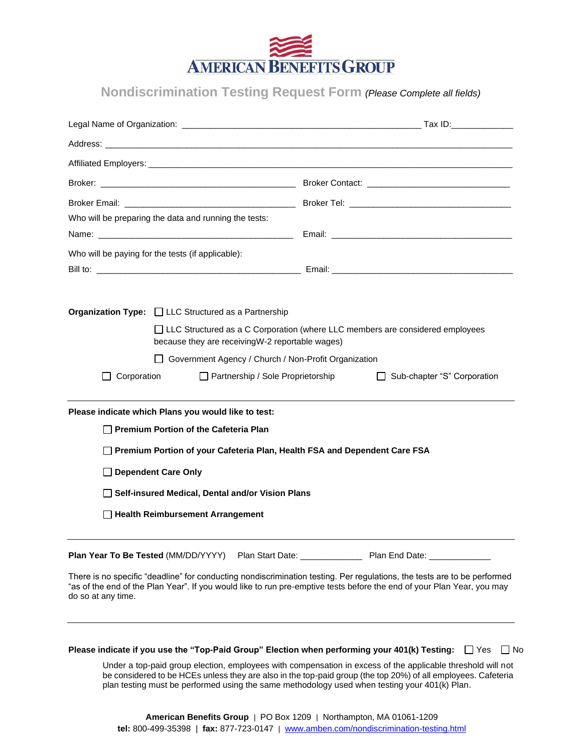# AMERICAN BENEFITS GROUP

## Nondiscrimination Testing Request Form *(Please Complete all fields)*

Legal Name of Organization: ______________________________________________ Tax ID:____________

Address: ________________________________________________________________________________

Affiliated Employers: ______________________________________________________________________

Broker: ______________________________________ Broker Contact: ____________________________

Broker Email: _________________________________ Broker Tel: _______________________________

Who will be preparing the data and running the tests:

Name: _______________________________________ Email: ____________________________________

Who will be paying for the tests (if applicable):

Bill to: _______________________________________ Email: ____________________________________

**Organization Type:**

- ☐ LLC Structured as a Partnership
- ☐ LLC Structured as a C Corporation (where LLC members are considered employees because they are receivingW-2 reportable wages)
- ☐ Government Agency / Church / Non-Profit Organization
- ☐ Corporation
- ☐ Partnership / Sole Proprietorship
- ☐ Sub-chapter "S" Corporation

---

**Please indicate which Plans you would like to test:**

- ☐ **Premium Portion of the Cafeteria Plan**
- ☐ **Premium Portion of your Cafeteria Plan, Health FSA and Dependent Care FSA**
- ☐ **Dependent Care Only**
- ☐ **Self-insured Medical, Dental and/or Vision Plans**
- ☐ **Health Reimbursement Arrangement**

---

**Plan Year To Be Tested** (MM/DD/YYYY) Plan Start Date: ____________ Plan End Date: ____________

There is no specific "deadline" for conducting nondiscrimination testing. Per regulations, the tests are to be performed "as of the end of the Plan Year". If you would like to run pre-emptive tests before the end of your Plan Year, you may do so at any time.

---

**Please indicate if you use the "Top-Paid Group" Election when performing your 401(k) Testing:** ☐ Yes ☐ No

Under a top-paid group election, employees with compensation in excess of the applicable threshold will not be considered to be HCEs unless they are also in the top-paid group (the top 20%) of all employees. Cafeteria plan testing must be performed using the same methodology used when testing your 401(k) Plan.

**American Benefits Group** | PO Box 1209 | Northampton, MA 01061-1209
**tel:** 800-499-35398 | **fax:** 877-723-0147 | www.amben.com/nondiscrimination-testing.html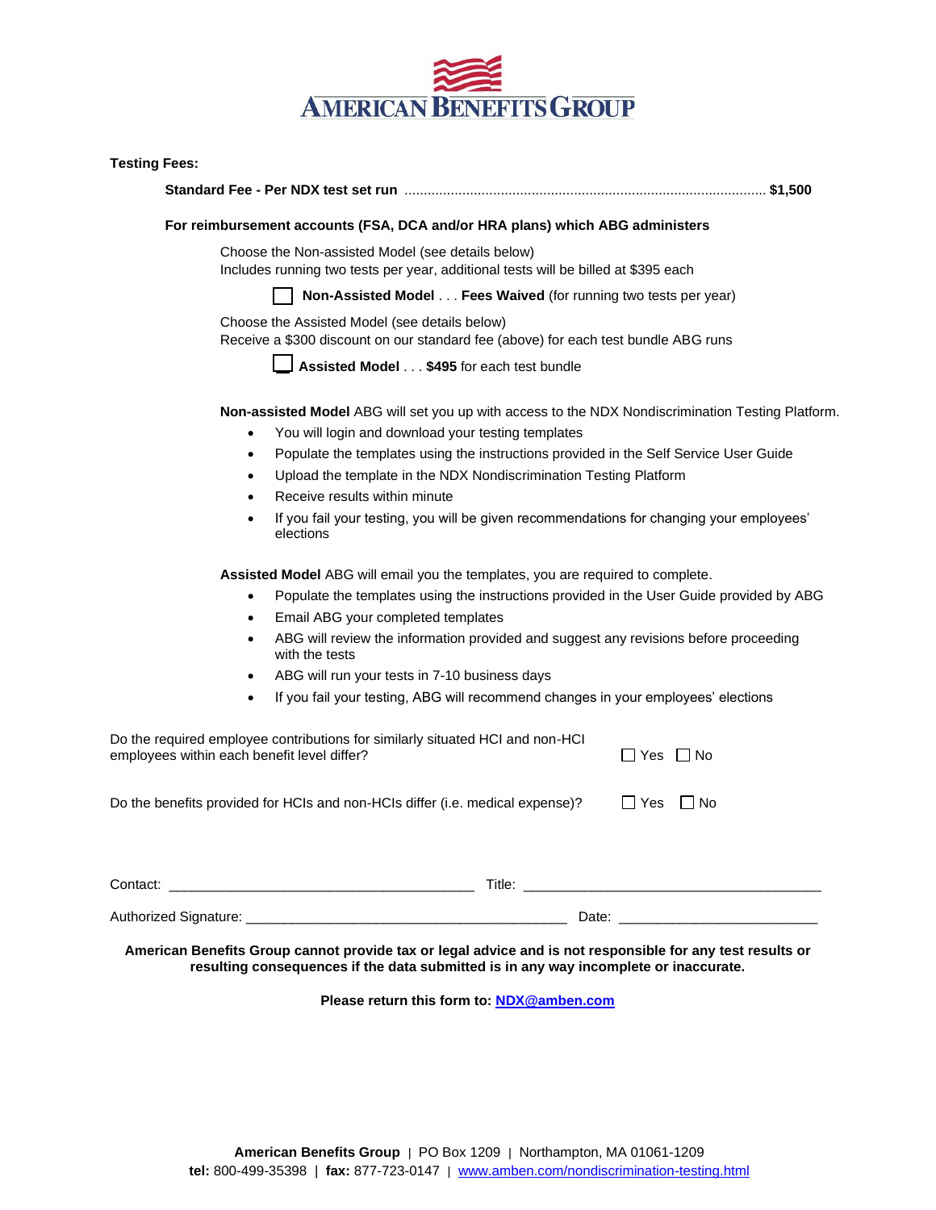**Testing Fees:**

**Standard Fee - Per NDX test set run** ........................................................................................... **$1,500**

**For reimbursement accounts (FSA, DCA and/or HRA plans) which ABG administers**

Choose the Non-assisted Model (see details below)
Includes running two tests per year, additional tests will be billed at $395 each

☐ **Non-Assisted Model** . . . **Fees Waived** (for running two tests per year)

Choose the Assisted Model (see details below)
Receive a $300 discount on our standard fee (above) for each test bundle ABG runs

☐ **Assisted Model** . . . **$495** for each test bundle

**Non-assisted Model** ABG will set you up with access to the NDX Nondiscrimination Testing Platform.

- You will login and download your testing templates
- Populate the templates using the instructions provided in the Self Service User Guide
- Upload the template in the NDX Nondiscrimination Testing Platform
- Receive results within minute
- If you fail your testing, you will be given recommendations for changing your employees' elections

**Assisted Model** ABG will email you the templates, you are required to complete.

- Populate the templates using the instructions provided in the User Guide provided by ABG
- Email ABG your completed templates
- ABG will review the information provided and suggest any revisions before proceeding with the tests
- ABG will run your tests in 7-10 business days
- If you fail your testing, ABG will recommend changes in your employees' elections

Do the required employee contributions for similarly situated HCI and non-HCI employees within each benefit level differ? ☐ Yes ☐ No

Do the benefits provided for HCIs and non-HCIs differ (i.e. medical expense)? ☐ Yes ☐ No

Contact: ______________________________________ Title: ______________________________________

Authorized Signature: __________________________________________ Date: _________________________

**American Benefits Group cannot provide tax or legal advice and is not responsible for any test results or resulting consequences if the data submitted is in any way incomplete or inaccurate.**

**Please return this form to: NDX@amben.com**

**American Benefits Group** | PO Box 1209 | Northampton, MA 01061-1209
**tel:** 800-499-35398 | **fax:** 877-723-0147 | www.amben.com/nondiscrimination-testing.html